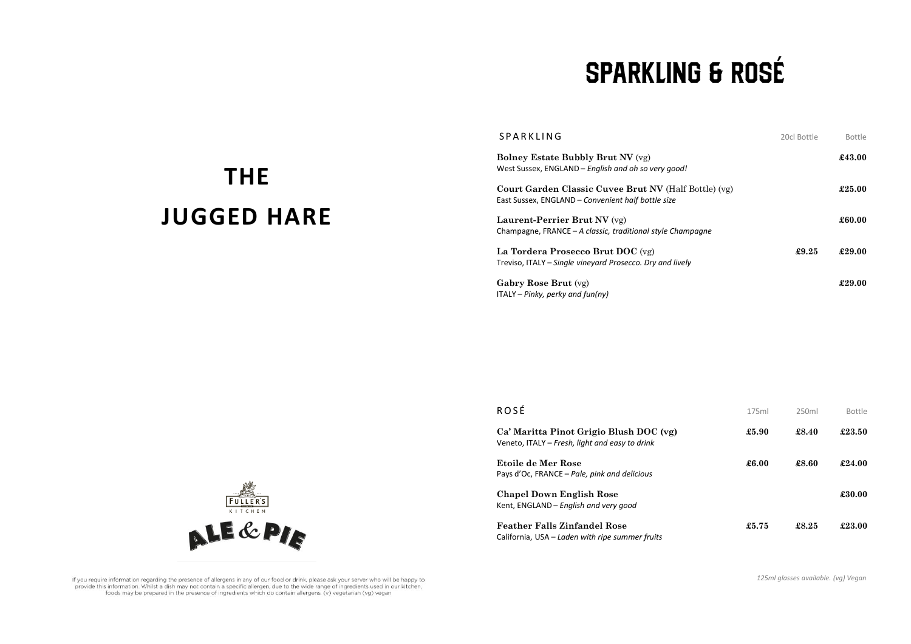# THE JUGGED HARE

# SPARKLING & ROSÉ

| SPARKLING | 20cl Bottle | Bottle |
|---|---|---|
| **Bolney Estate Bubbly Brut NV** (vg)<br>West Sussex, ENGLAND – *English and oh so very good!* | | **£43.00** |
| **Court Garden Classic Cuvee Brut NV** (Half Bottle) (vg)<br>East Sussex, ENGLAND – *Convenient half bottle size* | | **£25.00** |
| **Laurent-Perrier Brut NV** (vg)<br>Champagne, FRANCE – *A classic, traditional style Champagne* | | **£60.00** |
| **La Tordera Prosecco Brut DOC** (vg)<br>Treviso, ITALY – *Single vineyard Prosecco. Dry and lively* | **£9.25** | **£29.00** |
| **Gabry Rose Brut** (vg)<br>ITALY – *Pinky, perky and fun(ny)* | | **£29.00** |

| ROSÉ | 175ml | 250ml | Bottle |
|---|---|---|---|
| **Ca' Maritta Pinot Grigio Blush DOC (vg)**<br>Veneto, ITALY – *Fresh, light and easy to drink* | **£5.90** | **£8.40** | **£23.50** |
| **Etoile de Mer Rose**<br>Pays d'Oc, FRANCE – *Pale, pink and delicious* | **£6.00** | **£8.60** | **£24.00** |
| **Chapel Down English Rose**<br>Kent, ENGLAND – *English and very good* | | | **£30.00** |
| **Feather Falls Zinfandel Rose**<br>California, USA – *Laden with ripe summer fruits* | **£5.75** | **£8.25** | **£23.00** |

*125ml glasses available. (vg) Vegan*

FULLER'S KITCHEN

ALE & PIE

If you require information regarding the presence of allergens in any of our food or drink, please ask your server who will be happy to provide this information. Whilst a dish may not contain a specific allergen, due to the wide range of ingredients used in our kitchen, foods may be prepared in the presence of ingredients which do contain allergens. (v) vegetarian (vg) vegan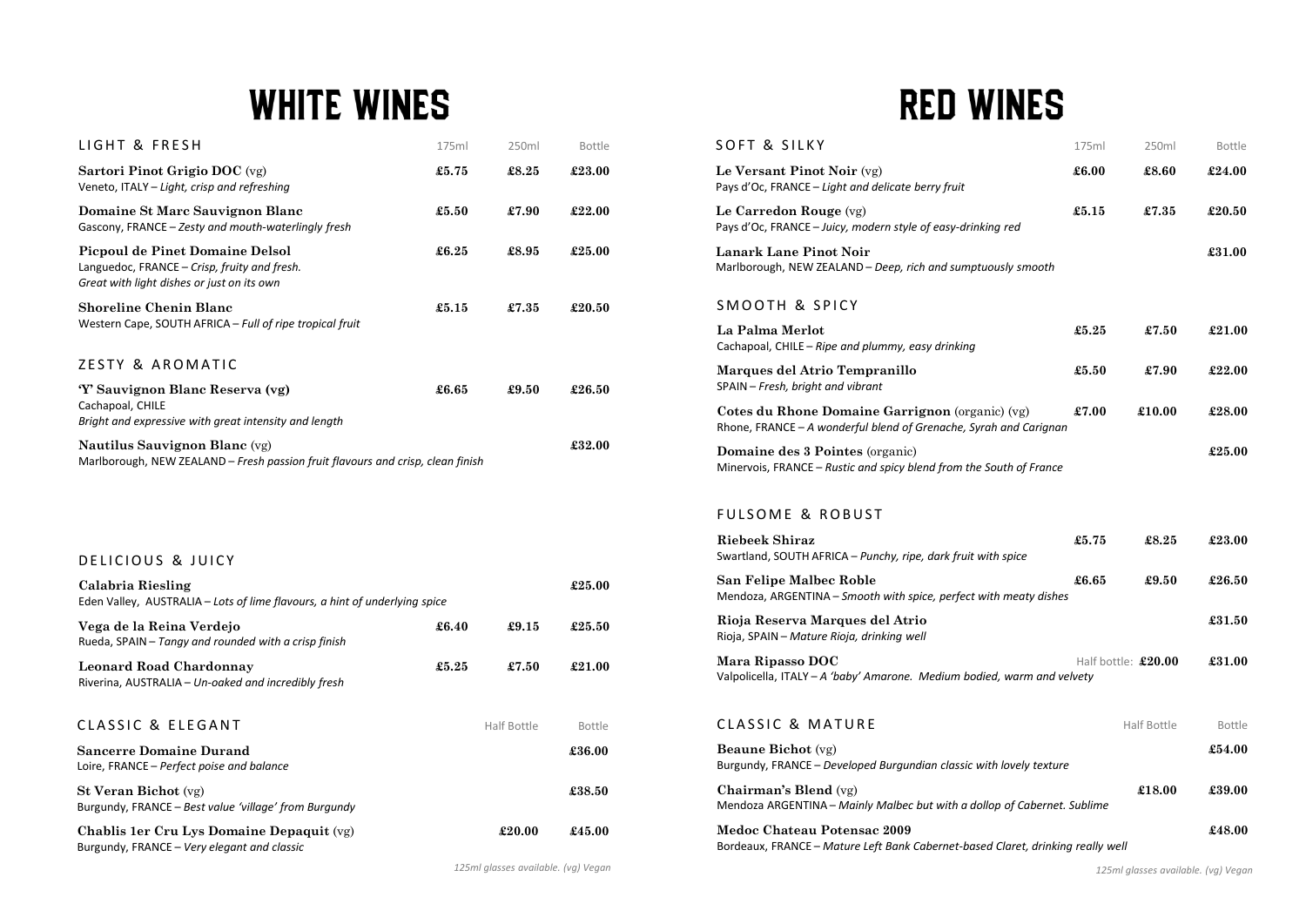# WHITE WINES

| LIGHT & FRESH | 175ml | 250ml | Bottle |
|---|---|---|---|
| **Sartori Pinot Grigio DOC** (vg)<br>Veneto, ITALY – *Light, crisp and refreshing* | **£5.75** | **£8.25** | **£23.00** |
| **Domaine St Marc Sauvignon Blanc**<br>Gascony, FRANCE – *Zesty and mouth-wateringly fresh* | **£5.50** | **£7.90** | **£22.00** |
| **Picpoul de Pinet Domaine Delsol**<br>Languedoc, FRANCE – *Crisp, fruity and fresh. Great with light dishes or just on its own* | **£6.25** | **£8.95** | **£25.00** |
| **Shoreline Chenin Blanc**<br>Western Cape, SOUTH AFRICA – *Full of ripe tropical fruit* | **£5.15** | **£7.35** | **£20.50** |

| ZESTY & AROMATIC | 175ml | 250ml | Bottle |
|---|---|---|---|
| **'Y' Sauvignon Blanc Reserva (vg)**<br>Cachapoal, CHILE<br>*Bright and expressive with great intensity and length* | **£6.65** | **£9.50** | **£26.50** |
| **Nautilus Sauvignon Blanc** (vg)<br>Marlborough, NEW ZEALAND – *Fresh passion fruit flavours and crisp, clean finish* | | | **£32.00** |

| DELICIOUS & JUICY | 175ml | 250ml | Bottle |
|---|---|---|---|
| **Calabria Riesling**<br>Eden Valley, AUSTRALIA – *Lots of lime flavours, a hint of underlying spice* | | | **£25.00** |
| **Vega de la Reina Verdejo**<br>Rueda, SPAIN – *Tangy and rounded with a crisp finish* | **£6.40** | **£9.15** | **£25.50** |
| **Leonard Road Chardonnay**<br>Riverina, AUSTRALIA – *Un-oaked and incredibly fresh* | **£5.25** | **£7.50** | **£21.00** |

| CLASSIC & ELEGANT | Half Bottle | Bottle |
|---|---|---|
| **Sancerre Domaine Durand**<br>Loire, FRANCE – *Perfect poise and balance* | | **£36.00** |
| **St Veran Bichot** (vg)<br>Burgundy, FRANCE – *Best value 'village' from Burgundy* | | **£38.50** |
| **Chablis 1er Cru Lys Domaine Depaquit** (vg)<br>Burgundy, FRANCE – *Very elegant and classic* | **£20.00** | **£45.00** |

*125ml glasses available. (vg) Vegan*

# RED WINES

| SOFT & SILKY | 175ml | 250ml | Bottle |
|---|---|---|---|
| **Le Versant Pinot Noir** (vg)<br>Pays d'Oc, FRANCE – *Light and delicate berry fruit* | **£6.00** | **£8.60** | **£24.00** |
| **Le Carredon Rouge** (vg)<br>Pays d'Oc, FRANCE – *Juicy, modern style of easy-drinking red* | **£5.15** | **£7.35** | **£20.50** |
| **Lanark Lane Pinot Noir**<br>Marlborough, NEW ZEALAND – *Deep, rich and sumptuously smooth* | | | **£31.00** |

| SMOOTH & SPICY | 175ml | 250ml | Bottle |
|---|---|---|---|
| **La Palma Merlot**<br>Cachapoal, CHILE – *Ripe and plummy, easy drinking* | **£5.25** | **£7.50** | **£21.00** |
| **Marques del Atrio Tempranillo**<br>SPAIN – *Fresh, bright and vibrant* | **£5.50** | **£7.90** | **£22.00** |
| **Cotes du Rhone Domaine Garrignon** (organic) (vg)<br>Rhone, FRANCE – *A wonderful blend of Grenache, Syrah and Carignan* | **£7.00** | **£10.00** | **£28.00** |
| **Domaine des 3 Pointes** (organic)<br>Minervois, FRANCE – *Rustic and spicy blend from the South of France* | | | **£25.00** |

| FULSOME & ROBUST | 175ml | 250ml | Bottle |
|---|---|---|---|
| **Riebeek Shiraz**<br>Swartland, SOUTH AFRICA – *Punchy, ripe, dark fruit with spice* | **£5.75** | **£8.25** | **£23.00** |
| **San Felipe Malbec Roble**<br>Mendoza, ARGENTINA – *Smooth with spice, perfect with meaty dishes* | **£6.65** | **£9.50** | **£26.50** |
| **Rioja Reserva Marques del Atrio**<br>Rioja, SPAIN – *Mature Rioja, drinking well* | | | **£31.50** |
| **Mara Ripasso DOC**<br>Valpolicella, ITALY – *A 'baby' Amarone. Medium bodied, warm and velvety* | Half bottle: **£20.00** | | **£31.00** |

| CLASSIC & MATURE | Half Bottle | Bottle |
|---|---|---|
| **Beaune Bichot** (vg)<br>Burgundy, FRANCE – *Developed Burgundian classic with lovely texture* | | **£54.00** |
| **Chairman's Blend** (vg)<br>Mendoza ARGENTINA – *Mainly Malbec but with a dollop of Cabernet. Sublime* | **£18.00** | **£39.00** |
| **Medoc Chateau Potensac 2009**<br>Bordeaux, FRANCE – *Mature Left Bank Cabernet-based Claret, drinking really well* | | **£48.00** |

*125ml glasses available. (vg) Vegan*